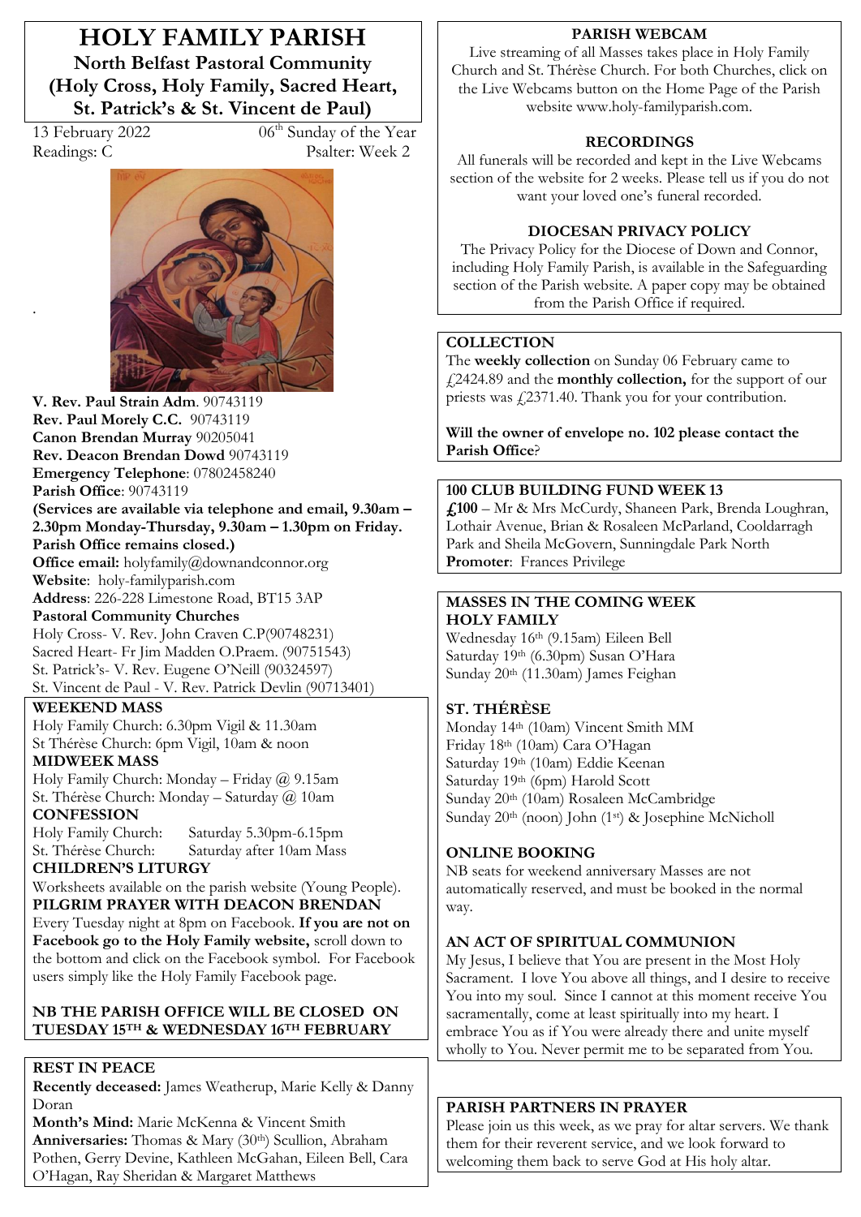# HOLY FAMILY PARISH

## North Belfast Pastoral Community (Holy Cross, Holy Family, Sacred Heart, St. Patrick's & St. Vincent de Paul)

13 February 2022 — 06th Sunday of the Year

Readings: C — Psalter: Week 2

**V. Rev. Paul Strain Adm**. 90743119
**Rev. Paul Morely C.C.** 90743119
**Canon Brendan Murray** 90205041
**Rev. Deacon Brendan Dowd** 90743119
**Emergency Telephone**: 07802458240
**Parish Office**: 90743119
**(Services are available via telephone and email, 9.30am – 2.30pm Monday-Thursday, 9.30am – 1.30pm on Friday. Parish Office remains closed.)**
**Office email:** holyfamily@downandconnor.org
**Website**: holy-familyparish.com
**Address**: 226-228 Limestone Road, BT15 3AP
**Pastoral Community Churches**
Holy Cross- V. Rev. John Craven C.P(90748231)
Sacred Heart- Fr Jim Madden O.Praem. (90751543)
St. Patrick's- V. Rev. Eugene O'Neill (90324597)
St. Vincent de Paul - V. Rev. Patrick Devlin (90713401)

**WEEKEND MASS**
Holy Family Church: 6.30pm Vigil & 11.30am
St Thérèse Church: 6pm Vigil, 10am & noon

**MIDWEEK MASS**
Holy Family Church: Monday – Friday @ 9.15am
St. Thérèse Church: Monday – Saturday @ 10am

**CONFESSION**
Holy Family Church: Saturday 5.30pm-6.15pm
St. Thérèse Church: Saturday after 10am Mass

**CHILDREN'S LITURGY**
Worksheets available on the parish website (Young People).

**PILGRIM PRAYER WITH DEACON BRENDAN**
Every Tuesday night at 8pm on Facebook. **If you are not on Facebook go to the Holy Family website,** scroll down to the bottom and click on the Facebook symbol. For Facebook users simply like the Holy Family Facebook page.

**NB THE PARISH OFFICE WILL BE CLOSED ON TUESDAY 15TH & WEDNESDAY 16TH FEBRUARY**

**REST IN PEACE**
**Recently deceased:** James Weatherup, Marie Kelly & Danny Doran
**Month's Mind:** Marie McKenna & Vincent Smith
**Anniversaries:** Thomas & Mary (30th) Scullion, Abraham Pothen, Gerry Devine, Kathleen McGahan, Eileen Bell, Cara O'Hagan, Ray Sheridan & Margaret Matthews

**PARISH WEBCAM**
Live streaming of all Masses takes place in Holy Family Church and St. Thérèse Church. For both Churches, click on the Live Webcams button on the Home Page of the Parish website www.holy-familyparish.com.

**RECORDINGS**
All funerals will be recorded and kept in the Live Webcams section of the website for 2 weeks. Please tell us if you do not want your loved one's funeral recorded.

**DIOCESAN PRIVACY POLICY**
The Privacy Policy for the Diocese of Down and Connor, including Holy Family Parish, is available in the Safeguarding section of the Parish website. A paper copy may be obtained from the Parish Office if required.

**COLLECTION**
The **weekly collection** on Sunday 06 February came to £2424.89 and the **monthly collection,** for the support of our priests was £2371.40. Thank you for your contribution.

**Will the owner of envelope no. 102 please contact the Parish Office**?

**100 CLUB BUILDING FUND WEEK 13**
**£100** – Mr & Mrs McCurdy, Shaneen Park, Brenda Loughran, Lothair Avenue, Brian & Rosaleen McParland, Cooldarragh Park and Sheila McGovern, Sunningdale Park North
**Promoter**: Frances Privilege

**MASSES IN THE COMING WEEK**
**HOLY FAMILY**
Wednesday 16th (9.15am) Eileen Bell
Saturday 19th (6.30pm) Susan O'Hara
Sunday 20th (11.30am) James Feighan

**ST. THÉRÈSE**
Monday 14th (10am) Vincent Smith MM
Friday 18th (10am) Cara O'Hagan
Saturday 19th (10am) Eddie Keenan
Saturday 19th (6pm) Harold Scott
Sunday 20th (10am) Rosaleen McCambridge
Sunday 20th (noon) John (1st) & Josephine McNicholl

**ONLINE BOOKING**
NB seats for weekend anniversary Masses are not automatically reserved, and must be booked in the normal way.

**AN ACT OF SPIRITUAL COMMUNION**
My Jesus, I believe that You are present in the Most Holy Sacrament. I love You above all things, and I desire to receive You into my soul. Since I cannot at this moment receive You sacramentally, come at least spiritually into my heart. I embrace You as if You were already there and unite myself wholly to You. Never permit me to be separated from You.

**PARISH PARTNERS IN PRAYER**
Please join us this week, as we pray for altar servers. We thank them for their reverent service, and we look forward to welcoming them back to serve God at His holy altar.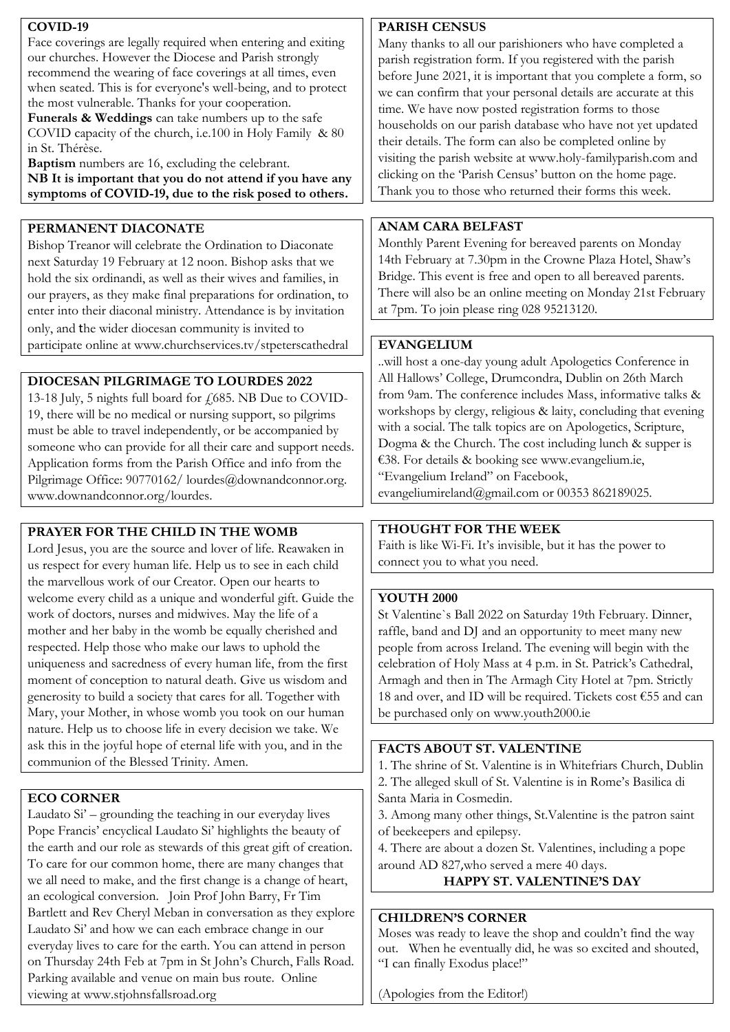## COVID-19

Face coverings are legally required when entering and exiting our churches. However the Diocese and Parish strongly recommend the wearing of face coverings at all times, even when seated. This is for everyone's well-being, and to protect the most vulnerable. Thanks for your cooperation.

**Funerals & Weddings** can take numbers up to the safe COVID capacity of the church, i.e.100 in Holy Family & 80 in St. Thérèse.

**Baptism** numbers are 16, excluding the celebrant.

**NB It is important that you do not attend if you have any symptoms of COVID-19, due to the risk posed to others.**

## PERMANENT DIACONATE

Bishop Treanor will celebrate the Ordination to Diaconate next Saturday 19 February at 12 noon. Bishop asks that we hold the six ordinandi, as well as their wives and families, in our prayers, as they make final preparations for ordination, to enter into their diaconal ministry. Attendance is by invitation only, and the wider diocesan community is invited to participate online at www.churchservices.tv/stpeterscathedral

## DIOCESAN PILGRIMAGE TO LOURDES 2022

13-18 July, 5 nights full board for £685. NB Due to COVID-19, there will be no medical or nursing support, so pilgrims must be able to travel independently, or be accompanied by someone who can provide for all their care and support needs. Application forms from the Parish Office and info from the Pilgrimage Office: 90770162/ lourdes@downandconnor.org. www.downandconnor.org/lourdes.

## PRAYER FOR THE CHILD IN THE WOMB

Lord Jesus, you are the source and lover of life. Reawaken in us respect for every human life. Help us to see in each child the marvellous work of our Creator. Open our hearts to welcome every child as a unique and wonderful gift. Guide the work of doctors, nurses and midwives. May the life of a mother and her baby in the womb be equally cherished and respected. Help those who make our laws to uphold the uniqueness and sacredness of every human life, from the first moment of conception to natural death. Give us wisdom and generosity to build a society that cares for all. Together with Mary, your Mother, in whose womb you took on our human nature. Help us to choose life in every decision we take. We ask this in the joyful hope of eternal life with you, and in the communion of the Blessed Trinity. Amen.

## ECO CORNER

Laudato Si' – grounding the teaching in our everyday lives Pope Francis' encyclical Laudato Si' highlights the beauty of the earth and our role as stewards of this great gift of creation. To care for our common home, there are many changes that we all need to make, and the first change is a change of heart, an ecological conversion. Join Prof John Barry, Fr Tim Bartlett and Rev Cheryl Meban in conversation as they explore Laudato Si' and how we can each embrace change in our everyday lives to care for the earth. You can attend in person on Thursday 24th Feb at 7pm in St John's Church, Falls Road. Parking available and venue on main bus route. Online viewing at www.stjohnsfallsroad.org

## PARISH CENSUS

Many thanks to all our parishioners who have completed a parish registration form. If you registered with the parish before June 2021, it is important that you complete a form, so we can confirm that your personal details are accurate at this time. We have now posted registration forms to those households on our parish database who have not yet updated their details. The form can also be completed online by visiting the parish website at www.holy-familyparish.com and clicking on the 'Parish Census' button on the home page. Thank you to those who returned their forms this week.

## ANAM CARA BELFAST

Monthly Parent Evening for bereaved parents on Monday 14th February at 7.30pm in the Crowne Plaza Hotel, Shaw's Bridge. This event is free and open to all bereaved parents. There will also be an online meeting on Monday 21st February at 7pm. To join please ring 028 95213120.

## EVANGELIUM

..will host a one-day young adult Apologetics Conference in All Hallows' College, Drumcondra, Dublin on 26th March from 9am. The conference includes Mass, informative talks & workshops by clergy, religious & laity, concluding that evening with a social. The talk topics are on Apologetics, Scripture, Dogma & the Church. The cost including lunch & supper is €38. For details & booking see www.evangelium.ie, "Evangelium Ireland" on Facebook, evangeliumireland@gmail.com or 00353 862189025.

## THOUGHT FOR THE WEEK

Faith is like Wi-Fi. It's invisible, but it has the power to connect you to what you need.

## YOUTH 2000

St Valentine`s Ball 2022 on Saturday 19th February. Dinner, raffle, band and DJ and an opportunity to meet many new people from across Ireland. The evening will begin with the celebration of Holy Mass at 4 p.m. in St. Patrick's Cathedral, Armagh and then in The Armagh City Hotel at 7pm. Strictly 18 and over, and ID will be required. Tickets cost €55 and can be purchased only on www.youth2000.ie

## FACTS ABOUT ST. VALENTINE

1. The shrine of St. Valentine is in Whitefriars Church, Dublin
2. The alleged skull of St. Valentine is in Rome's Basilica di Santa Maria in Cosmedin.
3. Among many other things, St.Valentine is the patron saint of beekeepers and epilepsy.
4. There are about a dozen St. Valentines, including a pope around AD 827,who served a mere 40 days.

**HAPPY ST. VALENTINE'S DAY**

## CHILDREN'S CORNER

Moses was ready to leave the shop and couldn't find the way out. When he eventually did, he was so excited and shouted, "I can finally Exodus place!"

(Apologies from the Editor!)